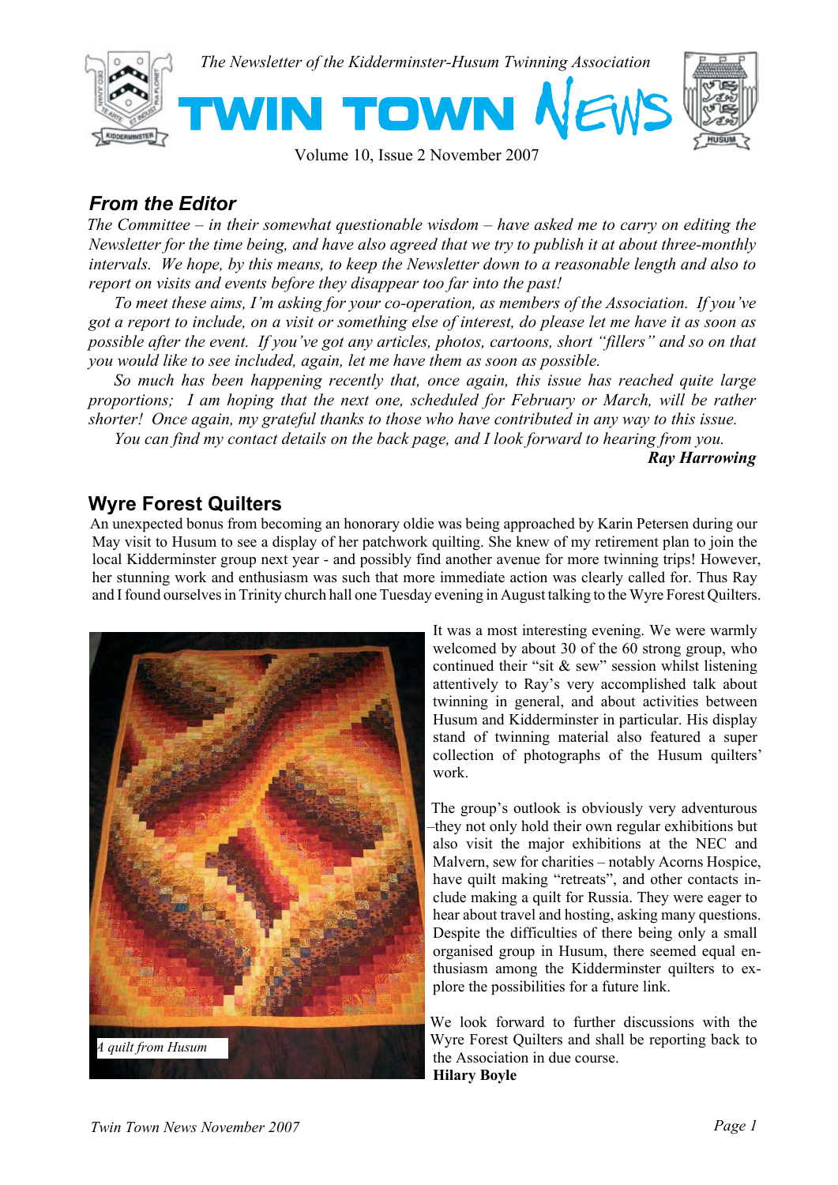*The Newsletter of the Kidderminster-Husum Twinning Association*

# TWIN TOWN NEWS

Volume 10, Issue 2 November 2007

## From the Editor

*The Committee – in their somewhat questionable wisdom – have asked me to carry on editing the Newsletter for the time being, and have also agreed that we try to publish it at about three-monthly intervals. We hope, by this means, to keep the Newsletter down to a reasonable length and also to report on visits and events before they disappear too far into the past!*

*To meet these aims, I'm asking for your co-operation, as members of the Association. If you've got a report to include, on a visit or something else of interest, do please let me have it as soon as possible after the event. If you've got any articles, photos, cartoons, short "fillers" and so on that you would like to see included, again, let me have them as soon as possible.*

*So much has been happening recently that, once again, this issue has reached quite large proportions; I am hoping that the next one, scheduled for February or March, will be rather shorter! Once again, my grateful thanks to those who have contributed in any way to this issue.*

*You can find my contact details on the back page, and I look forward to hearing from you.*

***Ray Harrowing***

## Wyre Forest Quilters

An unexpected bonus from becoming an honorary oldie was being approached by Karin Petersen during our May visit to Husum to see a display of her patchwork quilting. She knew of my retirement plan to join the local Kidderminster group next year - and possibly find another avenue for more twinning trips! However, her stunning work and enthusiasm was such that more immediate action was clearly called for. Thus Ray and I found ourselves in Trinity church hall one Tuesday evening in August talking to the Wyre Forest Quilters.

*A quilt from Husum*

It was a most interesting evening. We were warmly welcomed by about 30 of the 60 strong group, who continued their "sit & sew" session whilst listening attentively to Ray's very accomplished talk about twinning in general, and about activities between Husum and Kidderminster in particular. His display stand of twinning material also featured a super collection of photographs of the Husum quilters' work.

The group's outlook is obviously very adventurous –they not only hold their own regular exhibitions but also visit the major exhibitions at the NEC and Malvern, sew for charities – notably Acorns Hospice, have quilt making "retreats", and other contacts include making a quilt for Russia. They were eager to hear about travel and hosting, asking many questions. Despite the difficulties of there being only a small organised group in Husum, there seemed equal enthusiasm among the Kidderminster quilters to explore the possibilities for a future link.

We look forward to further discussions with the Wyre Forest Quilters and shall be reporting back to the Association in due course.

**Hilary Boyle**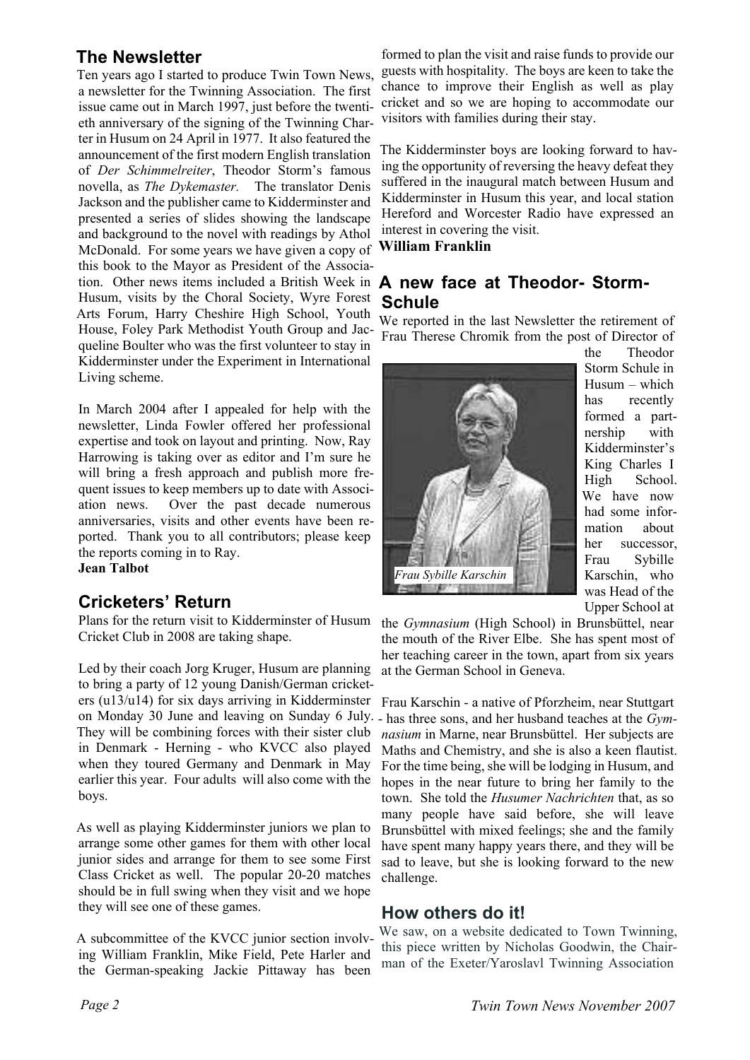## The Newsletter

Ten years ago I started to produce Twin Town News, a newsletter for the Twinning Association. The first issue came out in March 1997, just before the twentieth anniversary of the signing of the Twinning Charter in Husum on 24 April in 1977. It also featured the announcement of the first modern English translation of *Der Schimmelreiter*, Theodor Storm's famous novella, as *The Dykemaster.* The translator Denis Jackson and the publisher came to Kidderminster and presented a series of slides showing the landscape and background to the novel with readings by Athol McDonald. For some years we have given a copy of this book to the Mayor as President of the Association. Other news items included a British Week in Husum, visits by the Choral Society, Wyre Forest Arts Forum, Harry Cheshire High School, Youth House, Foley Park Methodist Youth Group and Jacqueline Boulter who was the first volunteer to stay in Kidderminster under the Experiment in International Living scheme.

In March 2004 after I appealed for help with the newsletter, Linda Fowler offered her professional expertise and took on layout and printing. Now, Ray Harrowing is taking over as editor and I'm sure he will bring a fresh approach and publish more frequent issues to keep members up to date with Association news. Over the past decade numerous anniversaries, visits and other events have been reported. Thank you to all contributors; please keep the reports coming in to Ray.

**Jean Talbot**

## Cricketers' Return

Plans for the return visit to Kidderminster of Husum Cricket Club in 2008 are taking shape.

Led by their coach Jorg Kruger, Husum are planning to bring a party of 12 young Danish/German cricketers (u13/u14) for six days arriving in Kidderminster on Monday 30 June and leaving on Sunday 6 July. They will be combining forces with their sister club in Denmark - Herning - who KVCC also played when they toured Germany and Denmark in May earlier this year. Four adults will also come with the boys.

As well as playing Kidderminster juniors we plan to arrange some other games for them with other local junior sides and arrange for them to see some First Class Cricket as well. The popular 20-20 matches should be in full swing when they visit and we hope they will see one of these games.

A subcommittee of the KVCC junior section involving William Franklin, Mike Field, Pete Harler and the German-speaking Jackie Pittaway has been formed to plan the visit and raise funds to provide our guests with hospitality. The boys are keen to take the chance to improve their English as well as play cricket and so we are hoping to accommodate our visitors with families during their stay.

The Kidderminster boys are looking forward to having the opportunity of reversing the heavy defeat they suffered in the inaugural match between Husum and Kidderminster in Husum this year, and local station Hereford and Worcester Radio have expressed an interest in covering the visit.

**William Franklin**

## A new face at Theodor- Storm-Schule

We reported in the last Newsletter the retirement of Frau Therese Chromik from the post of Director of the Theodor Storm Schule in Husum – which has recently formed a partnership with Kidderminster's King Charles I High School. We have now had some information about her successor, Frau Sybille Karschin, who was Head of the Upper School at the *Gymnasium* (High School) in Brunsbüttel, near the mouth of the River Elbe. She has spent most of her teaching career in the town, apart from six years at the German School in Geneva.

*Frau Sybille Karschin*

Frau Karschin - a native of Pforzheim, near Stuttgart - has three sons, and her husband teaches at the *Gymnasium* in Marne, near Brunsbüttel. Her subjects are Maths and Chemistry, and she is also a keen flautist. For the time being, she will be lodging in Husum, and hopes in the near future to bring her family to the town. She told the *Husumer Nachrichten* that, as so many people have said before, she will leave Brunsbüttel with mixed feelings; she and the family have spent many happy years there, and they will be sad to leave, but she is looking forward to the new challenge.

## How others do it!

We saw, on a website dedicated to Town Twinning, this piece written by Nicholas Goodwin, the Chairman of the Exeter/Yaroslavl Twinning Association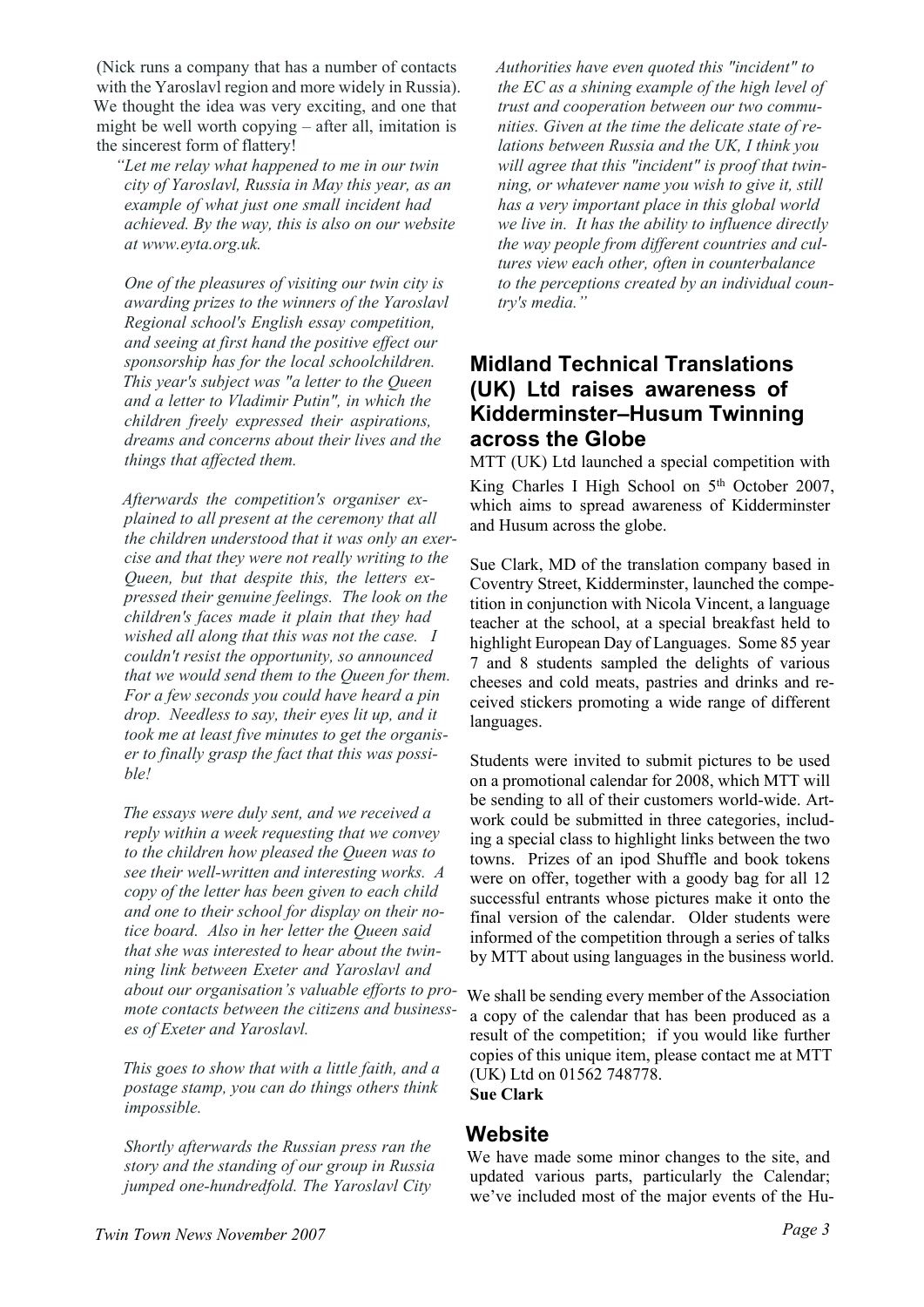(Nick runs a company that has a number of contacts with the Yaroslavl region and more widely in Russia). We thought the idea was very exciting, and one that might be well worth copying – after all, imitation is the sincerest form of flattery!

*"Let me relay what happened to me in our twin city of Yaroslavl, Russia in May this year, as an example of what just one small incident had achieved. By the way, this is also on our website at www.eyta.org.uk.*

*One of the pleasures of visiting our twin city is awarding prizes to the winners of the Yaroslavl Regional school's English essay competition, and seeing at first hand the positive effect our sponsorship has for the local schoolchildren. This year's subject was "a letter to the Queen and a letter to Vladimir Putin", in which the children freely expressed their aspirations, dreams and concerns about their lives and the things that affected them.*

*Afterwards the competition's organiser explained to all present at the ceremony that all the children understood that it was only an exercise and that they were not really writing to the Queen, but that despite this, the letters expressed their genuine feelings. The look on the children's faces made it plain that they had wished all along that this was not the case. I couldn't resist the opportunity, so announced that we would send them to the Queen for them. For a few seconds you could have heard a pin drop. Needless to say, their eyes lit up, and it took me at least five minutes to get the organiser to finally grasp the fact that this was possible!*

*The essays were duly sent, and we received a reply within a week requesting that we convey to the children how pleased the Queen was to see their well-written and interesting works. A copy of the letter has been given to each child and one to their school for display on their notice board. Also in her letter the Queen said that she was interested to hear about the twinning link between Exeter and Yaroslavl and about our organisation's valuable efforts to promote contacts between the citizens and businesses of Exeter and Yaroslavl.*

*This goes to show that with a little faith, and a postage stamp, you can do things others think impossible.*

*Shortly afterwards the Russian press ran the story and the standing of our group in Russia jumped one-hundredfold. The Yaroslavl City Authorities have even quoted this "incident" to the EC as a shining example of the high level of trust and cooperation between our two communities. Given at the time the delicate state of relations between Russia and the UK, I think you will agree that this "incident" is proof that twinning, or whatever name you wish to give it, still has a very important place in this global world we live in. It has the ability to influence directly the way people from different countries and cultures view each other, often in counterbalance to the perceptions created by an individual country's media."*

## Midland Technical Translations (UK) Ltd raises awareness of Kidderminster–Husum Twinning across the Globe

MTT (UK) Ltd launched a special competition with King Charles I High School on 5th October 2007, which aims to spread awareness of Kidderminster and Husum across the globe.

Sue Clark, MD of the translation company based in Coventry Street, Kidderminster, launched the competition in conjunction with Nicola Vincent, a language teacher at the school, at a special breakfast held to highlight European Day of Languages. Some 85 year 7 and 8 students sampled the delights of various cheeses and cold meats, pastries and drinks and received stickers promoting a wide range of different languages.

Students were invited to submit pictures to be used on a promotional calendar for 2008, which MTT will be sending to all of their customers world-wide. Artwork could be submitted in three categories, including a special class to highlight links between the two towns. Prizes of an ipod Shuffle and book tokens were on offer, together with a goody bag for all 12 successful entrants whose pictures make it onto the final version of the calendar. Older students were informed of the competition through a series of talks by MTT about using languages in the business world.

We shall be sending every member of the Association a copy of the calendar that has been produced as a result of the competition; if you would like further copies of this unique item, please contact me at MTT (UK) Ltd on 01562 748778.

**Sue Clark**

## Website

We have made some minor changes to the site, and updated various parts, particularly the Calendar; we've included most of the major events of the Hu-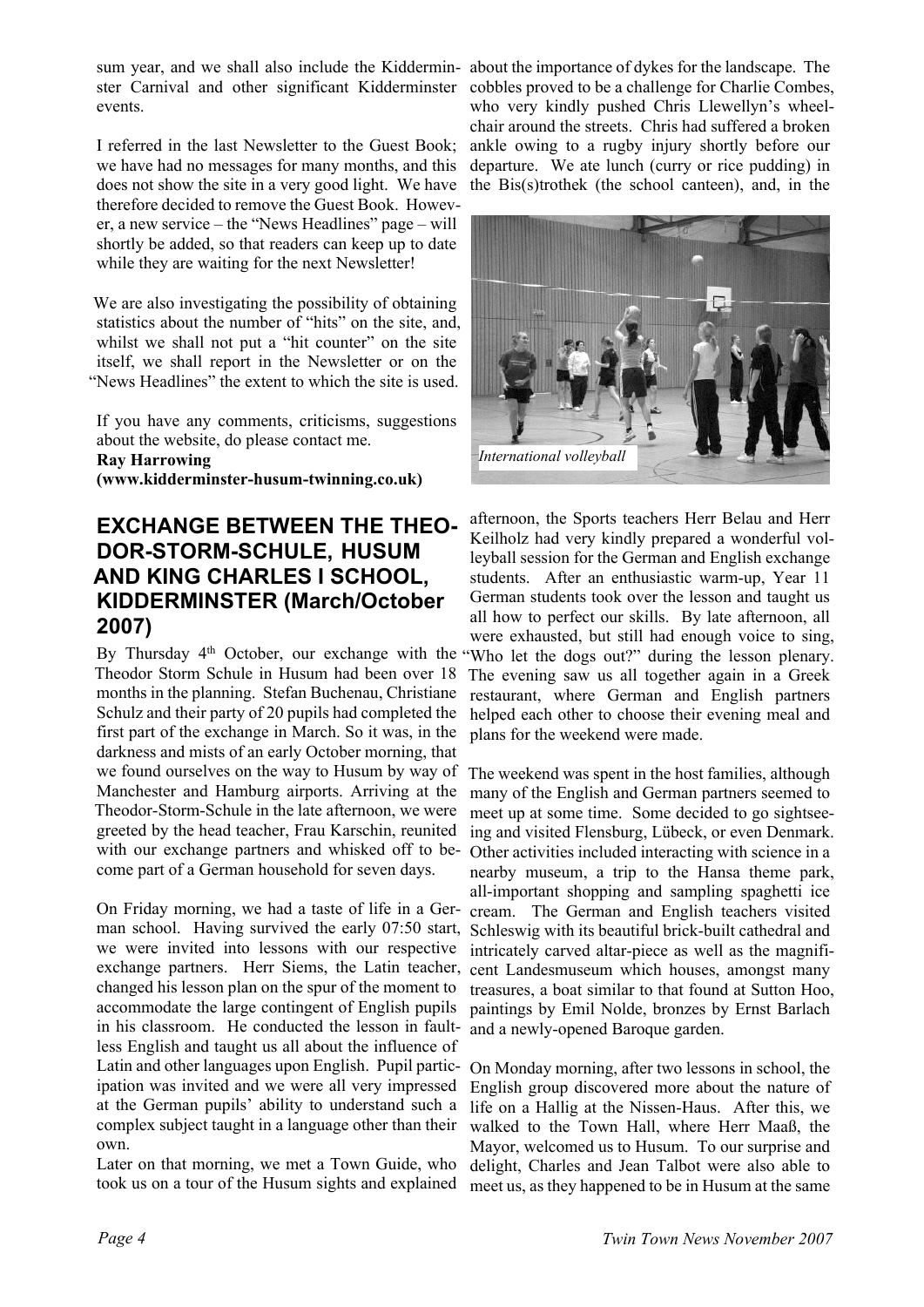sum year, and we shall also include the Kidderminster Carnival and other significant Kidderminster events.

I referred in the last Newsletter to the Guest Book; we have had no messages for many months, and this does not show the site in a very good light. We have therefore decided to remove the Guest Book. However, a new service – the "News Headlines" page – will shortly be added, so that readers can keep up to date while they are waiting for the next Newsletter!

We are also investigating the possibility of obtaining statistics about the number of "hits" on the site, and, whilst we shall not put a "hit counter" on the site itself, we shall report in the Newsletter or on the "News Headlines" the extent to which the site is used.

If you have any comments, criticisms, suggestions about the website, do please contact me.
**Ray Harrowing**
**(www.kidderminster-husum-twinning.co.uk)**

## EXCHANGE BETWEEN THE THEODOR-STORM-SCHULE, HUSUM AND KING CHARLES I SCHOOL, KIDDERMINSTER (March/October 2007)

By Thursday 4th October, our exchange with the Theodor Storm Schule in Husum had been over 18 months in the planning. Stefan Buchenau, Christiane Schulz and their party of 20 pupils had completed the first part of the exchange in March. So it was, in the darkness and mists of an early October morning, that we found ourselves on the way to Husum by way of Manchester and Hamburg airports. Arriving at the Theodor-Storm-Schule in the late afternoon, we were greeted by the head teacher, Frau Karschin, reunited with our exchange partners and whisked off to become part of a German household for seven days.

On Friday morning, we had a taste of life in a German school. Having survived the early 07:50 start, we were invited into lessons with our respective exchange partners. Herr Siems, the Latin teacher, changed his lesson plan on the spur of the moment to accommodate the large contingent of English pupils in his classroom. He conducted the lesson in faultless English and taught us all about the influence of Latin and other languages upon English. Pupil participation was invited and we were all very impressed at the German pupils' ability to understand such a complex subject taught in a language other than their own.

Later on that morning, we met a Town Guide, who took us on a tour of the Husum sights and explained about the importance of dykes for the landscape. The cobbles proved to be a challenge for Charlie Combes, who very kindly pushed Chris Llewellyn's wheelchair around the streets. Chris had suffered a broken ankle owing to a rugby injury shortly before our departure. We ate lunch (curry or rice pudding) in the Bis(s)trothek (the school canteen), and, in the afternoon, the Sports teachers Herr Belau and Herr Keilholz had very kindly prepared a wonderful volleyball session for the German and English exchange students. After an enthusiastic warm-up, Year 11 German students took over the lesson and taught us all how to perfect our skills. By late afternoon, all were exhausted, but still had enough voice to sing, "Who let the dogs out?" during the lesson plenary. The evening saw us all together again in a Greek restaurant, where German and English partners helped each other to choose their evening meal and plans for the weekend were made.

*International volleyball*

The weekend was spent in the host families, although many of the English and German partners seemed to meet up at some time. Some decided to go sightseeing and visited Flensburg, Lübeck, or even Denmark. Other activities included interacting with science in a nearby museum, a trip to the Hansa theme park, all-important shopping and sampling spaghetti ice cream. The German and English teachers visited Schleswig with its beautiful brick-built cathedral and intricately carved altar-piece as well as the magnificent Landesmuseum which houses, amongst many treasures, a boat similar to that found at Sutton Hoo, paintings by Emil Nolde, bronzes by Ernst Barlach and a newly-opened Baroque garden.

On Monday morning, after two lessons in school, the English group discovered more about the nature of life on a Hallig at the Nissen-Haus. After this, we walked to the Town Hall, where Herr Maaß, the Mayor, welcomed us to Husum. To our surprise and delight, Charles and Jean Talbot were also able to meet us, as they happened to be in Husum at the same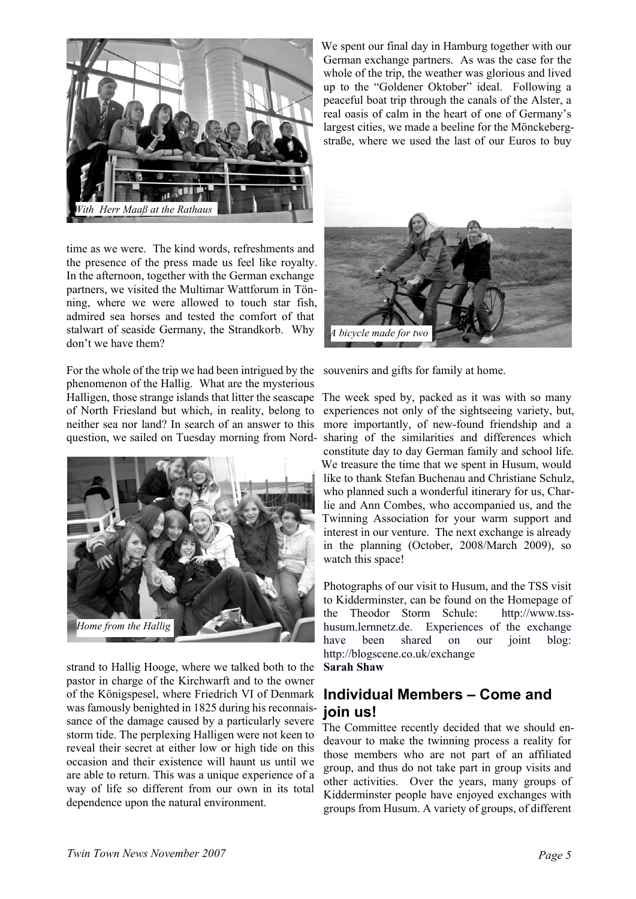*With Herr Maaß at the Rathaus*

time as we were. The kind words, refreshments and the presence of the press made us feel like royalty. In the afternoon, together with the German exchange partners, we visited the Multimar Wattforum in Tönning, where we were allowed to touch star fish, admired sea horses and tested the comfort of that stalwart of seaside Germany, the Strandkorb. Why don't we have them?

For the whole of the trip we had been intrigued by the phenomenon of the Hallig. What are the mysterious Halligen, those strange islands that litter the seascape of North Friesland but which, in reality, belong to neither sea nor land? In search of an answer to this question, we sailed on Tuesday morning from Nordstrand to Hallig Hooge, where we talked both to the pastor in charge of the Kirchwarft and to the owner of the Königspesel, where Friedrich VI of Denmark was famously benighted in 1825 during his reconnaissance of the damage caused by a particularly severe storm tide. The perplexing Halligen were not keen to reveal their secret at either low or high tide on this occasion and their existence will haunt us until we are able to return. This was a unique experience of a way of life so different from our own in its total dependence upon the natural environment.

*Home from the Hallig*

We spent our final day in Hamburg together with our German exchange partners. As was the case for the whole of the trip, the weather was glorious and lived up to the "Goldener Oktober" ideal. Following a peaceful boat trip through the canals of the Alster, a real oasis of calm in the heart of one of Germany's largest cities, we made a beeline for the Mönckebergstraße, where we used the last of our Euros to buy souvenirs and gifts for family at home.

*A bicycle made for two*

The week sped by, packed as it was with so many experiences not only of the sightseeing variety, but, more importantly, of new-found friendship and a sharing of the similarities and differences which constitute day to day German family and school life. We treasure the time that we spent in Husum, would like to thank Stefan Buchenau and Christiane Schulz, who planned such a wonderful itinerary for us, Charlie and Ann Combes, who accompanied us, and the Twinning Association for your warm support and interest in our venture. The next exchange is already in the planning (October, 2008/March 2009), so watch this space!

Photographs of our visit to Husum, and the TSS visit to Kidderminster, can be found on the Homepage of the Theodor Storm Schule: http://www.tss-husum.lernnetz.de. Experiences of the exchange have been shared on our joint blog: http://blogscene.co.uk/exchange

**Sarah Shaw**

## Individual Members – Come and join us!

The Committee recently decided that we should endeavour to make the twinning process a reality for those members who are not part of an affiliated group, and thus do not take part in group visits and other activities. Over the years, many groups of Kidderminster people have enjoyed exchanges with groups from Husum. A variety of groups, of different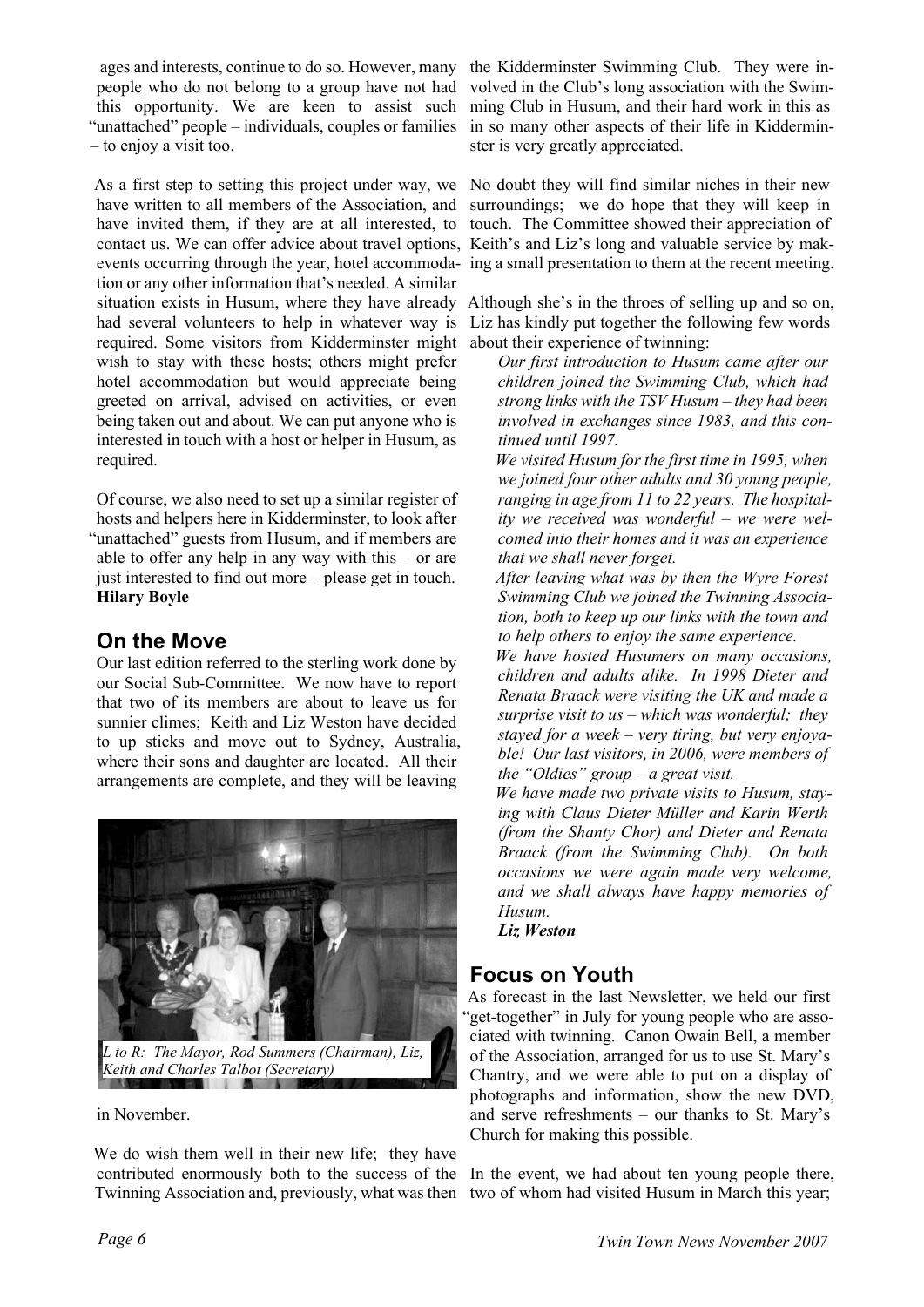ages and interests, continue to do so. However, many people who do not belong to a group have not had this opportunity. We are keen to assist such "unattached" people – individuals, couples or families – to enjoy a visit too.

As a first step to setting this project under way, we have written to all members of the Association, and have invited them, if they are at all interested, to contact us. We can offer advice about travel options, events occurring through the year, hotel accommodation or any other information that's needed. A similar situation exists in Husum, where they have already had several volunteers to help in whatever way is required. Some visitors from Kidderminster might wish to stay with these hosts; others might prefer hotel accommodation but would appreciate being greeted on arrival, advised on activities, or even being taken out and about. We can put anyone who is interested in touch with a host or helper in Husum, as required.

Of course, we also need to set up a similar register of hosts and helpers here in Kidderminster, to look after "unattached" guests from Husum, and if members are able to offer any help in any way with this – or are just interested to find out more – please get in touch.
**Hilary Boyle**

## On the Move

Our last edition referred to the sterling work done by our Social Sub-Committee. We now have to report that two of its members are about to leave us for sunnier climes; Keith and Liz Weston have decided to up sticks and move out to Sydney, Australia, where their sons and daughter are located. All their arrangements are complete, and they will be leaving in November.

*L to R: The Mayor, Rod Summers (Chairman), Liz, Keith and Charles Talbot (Secretary)*

We do wish them well in their new life; they have contributed enormously both to the success of the Twinning Association and, previously, what was then the Kidderminster Swimming Club. They were involved in the Club's long association with the Swimming Club in Husum, and their hard work in this as in so many other aspects of their life in Kidderminster is very greatly appreciated.

No doubt they will find similar niches in their new surroundings; we do hope that they will keep in touch. The Committee showed their appreciation of Keith's and Liz's long and valuable service by making a small presentation to them at the recent meeting.

Although she's in the throes of selling up and so on, Liz has kindly put together the following few words about their experience of twinning:

*Our first introduction to Husum came after our children joined the Swimming Club, which had strong links with the TSV Husum – they had been involved in exchanges since 1983, and this continued until 1997.*

*We visited Husum for the first time in 1995, when we joined four other adults and 30 young people, ranging in age from 11 to 22 years. The hospitality we received was wonderful – we were welcomed into their homes and it was an experience that we shall never forget.*

*After leaving what was by then the Wyre Forest Swimming Club we joined the Twinning Association, both to keep up our links with the town and to help others to enjoy the same experience.*

*We have hosted Husumers on many occasions, children and adults alike. In 1998 Dieter and Renata Braack were visiting the UK and made a surprise visit to us – which was wonderful; they stayed for a week – very tiring, but very enjoyable! Our last visitors, in 2006, were members of the "Oldies" group – a great visit.*

*We have made two private visits to Husum, staying with Claus Dieter Müller and Karin Werth (from the Shanty Chor) and Dieter and Renata Braack (from the Swimming Club). On both occasions we were again made very welcome, and we shall always have happy memories of Husum.*
***Liz Weston***

## Focus on Youth

As forecast in the last Newsletter, we held our first "get-together" in July for young people who are associated with twinning. Canon Owain Bell, a member of the Association, arranged for us to use St. Mary's Chantry, and we were able to put on a display of photographs and information, show the new DVD, and serve refreshments – our thanks to St. Mary's Church for making this possible.

In the event, we had about ten young people there, two of whom had visited Husum in March this year;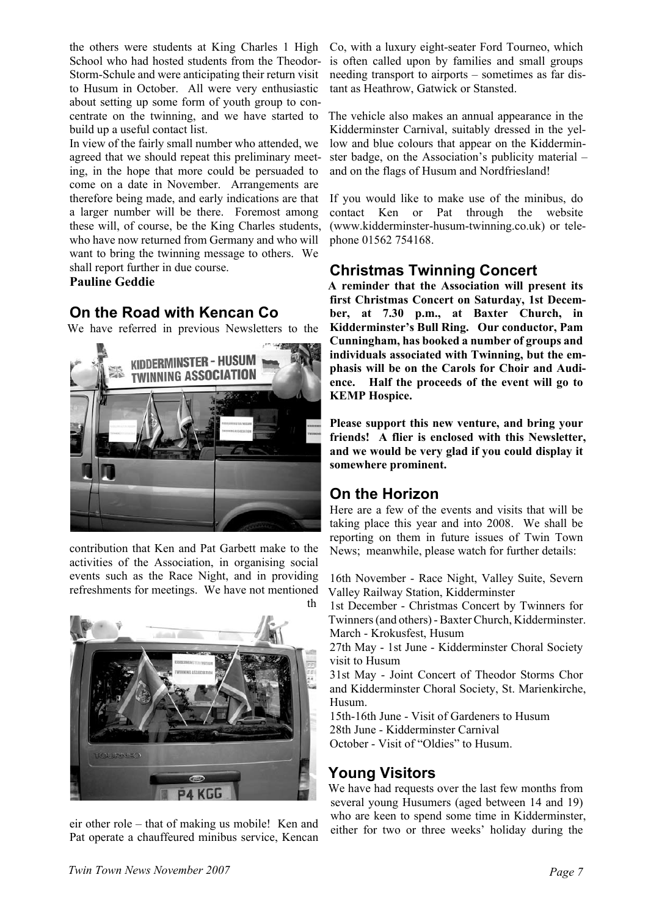the others were students at King Charles 1 High School who had hosted students from the Theodor-Storm-Schule and were anticipating their return visit to Husum in October. All were very enthusiastic about setting up some form of youth group to concentrate on the twinning, and we have started to build up a useful contact list.

In view of the fairly small number who attended, we agreed that we should repeat this preliminary meeting, in the hope that more could be persuaded to come on a date in November. Arrangements are therefore being made, and early indications are that a larger number will be there. Foremost among these will, of course, be the King Charles students, who have now returned from Germany and who will want to bring the twinning message to others. We shall report further in due course.

**Pauline Geddie**

## On the Road with Kencan Co

We have referred in previous Newsletters to the contribution that Ken and Pat Garbett make to the activities of the Association, in organising social events such as the Race Night, and in providing refreshments for meetings. We have not mentioned their other role – that of making us mobile! Ken and Pat operate a chauffeured minibus service, Kencan Co, with a luxury eight-seater Ford Tourneo, which is often called upon by families and small groups needing transport to airports – sometimes as far distant as Heathrow, Gatwick or Stansted.

The vehicle also makes an annual appearance in the Kidderminster Carnival, suitably dressed in the yellow and blue colours that appear on the Kidderminster badge, on the Association's publicity material – and on the flags of Husum and Nordfriesland!

If you would like to make use of the minibus, do contact Ken or Pat through the website (www.kidderminster-husum-twinning.co.uk) or telephone 01562 754168.

## Christmas Twinning Concert

**A reminder that the Association will present its first Christmas Concert on Saturday, 1st December, at 7.30 p.m., at Baxter Church, in Kidderminster's Bull Ring. Our conductor, Pam Cunningham, has booked a number of groups and individuals associated with Twinning, but the emphasis will be on the Carols for Choir and Audience. Half the proceeds of the event will go to KEMP Hospice.**

**Please support this new venture, and bring your friends! A flier is enclosed with this Newsletter, and we would be very glad if you could display it somewhere prominent.**

## On the Horizon

Here are a few of the events and visits that will be taking place this year and into 2008. We shall be reporting on them in future issues of Twin Town News; meanwhile, please watch for further details:

16th November - Race Night, Valley Suite, Severn Valley Railway Station, Kidderminster
1st December - Christmas Concert by Twinners for Twinners (and others) - Baxter Church, Kidderminster.
March - Krokusfest, Husum
27th May - 1st June - Kidderminster Choral Society visit to Husum
31st May - Joint Concert of Theodor Storms Chor and Kidderminster Choral Society, St. Marienkirche, Husum.
15th-16th June - Visit of Gardeners to Husum
28th June - Kidderminster Carnival
October - Visit of "Oldies" to Husum.

## Young Visitors

We have had requests over the last few months from several young Husumers (aged between 14 and 19) who are keen to spend some time in Kidderminster, either for two or three weeks' holiday during the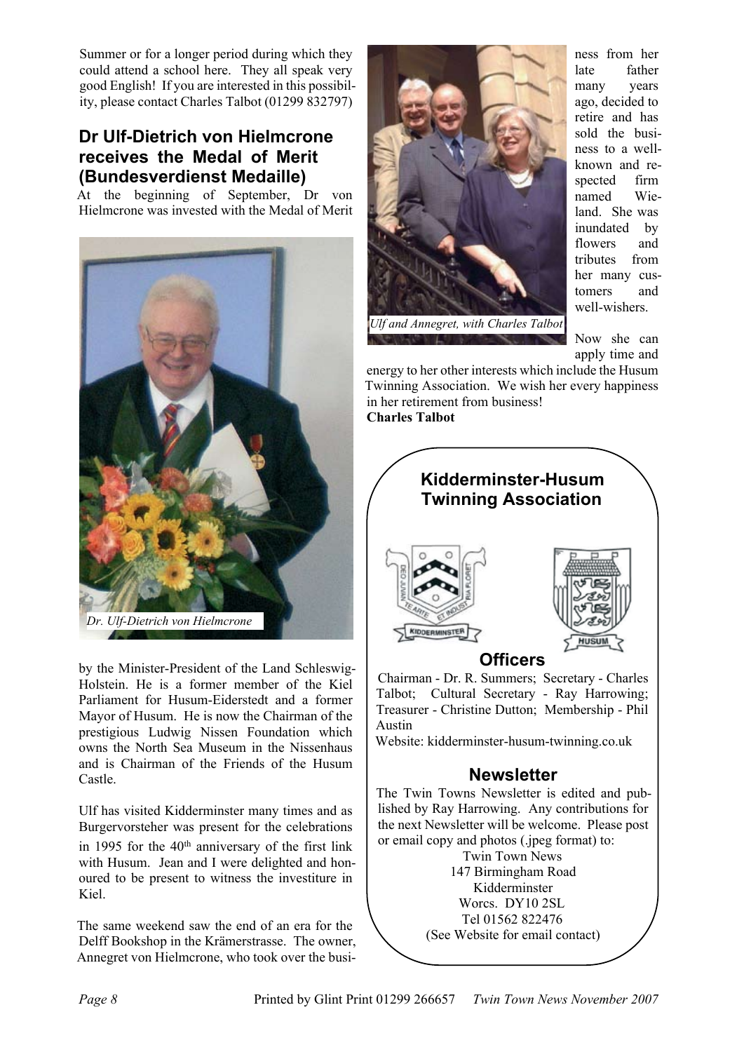Summer or for a longer period during which they could attend a school here. They all speak very good English! If you are interested in this possibility, please contact Charles Talbot (01299 832797)

## Dr Ulf-Dietrich von Hielmcrone receives the Medal of Merit (Bundesverdienst Medaille)

At the beginning of September, Dr von Hielmcrone was invested with the Medal of Merit

*Dr. Ulf-Dietrich von Hielmcrone*

by the Minister-President of the Land Schleswig-Holstein. He is a former member of the Kiel Parliament for Husum-Eiderstedt and a former Mayor of Husum. He is now the Chairman of the prestigious Ludwig Nissen Foundation which owns the North Sea Museum in the Nissenhaus and is Chairman of the Friends of the Husum Castle.

Ulf has visited Kidderminster many times and as Burgervorsteher was present for the celebrations in 1995 for the 40th anniversary of the first link with Husum. Jean and I were delighted and honoured to be present to witness the investiture in Kiel.

The same weekend saw the end of an era for the Delff Bookshop in the Krämerstrasse. The owner, Annegret von Hielmcrone, who took over the business from her late father many years ago, decided to retire and has sold the business to a well-known and respected firm named Wieland. She was inundated by flowers and tributes from her many customers and well-wishers.

*Ulf and Annegret, with Charles Talbot*

Now she can apply time and energy to her other interests which include the Husum Twinning Association. We wish her every happiness in her retirement from business!

**Charles Talbot**

## Kidderminster-Husum Twinning Association

### Officers

Chairman - Dr. R. Summers; Secretary - Charles Talbot; Cultural Secretary - Ray Harrowing; Treasurer - Christine Dutton; Membership - Phil Austin

Website: kidderminster-husum-twinning.co.uk

### Newsletter

The Twin Towns Newsletter is edited and published by Ray Harrowing. Any contributions for the next Newsletter will be welcome. Please post or email copy and photos (.jpeg format) to:

Twin Town News
147 Birmingham Road
Kidderminster
Worcs. DY10 2SL
Tel 01562 822476
(See Website for email contact)

Printed by Glint Print 01299 266657